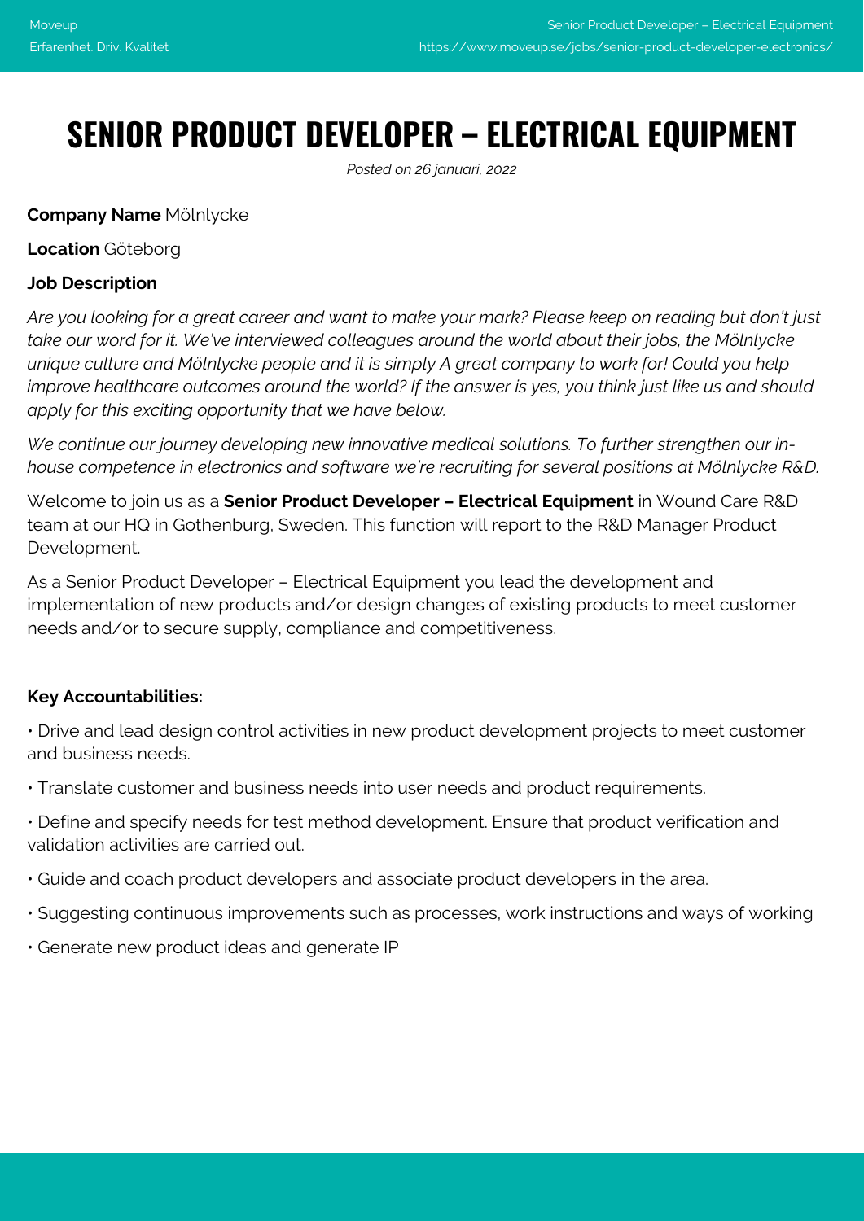# SENIOR PRODUCT DEVELOPER – ELECTRICAL EQUIPMENT

*Posted on 26 januari, 2022*

**Company Name** Mölnlycke

**Location** Göteborg

**Job Description**

*Are you looking for a great career and want to make your mark? Please keep on reading but don't just take our word for it. We've interviewed colleagues around the world about their jobs, the Mölnlycke unique culture and Mölnlycke people and it is simply A great company to work for! Could you help improve healthcare outcomes around the world? If the answer is yes, you think just like us and should apply for this exciting opportunity that we have below.*

*We continue our journey developing new innovative medical solutions. To further strengthen our in-house competence in electronics and software we're recruiting for several positions at Mölnlycke R&D.*

Welcome to join us as a **Senior Product Developer – Electrical Equipment** in Wound Care R&D team at our HQ in Gothenburg, Sweden. This function will report to the R&D Manager Product Development.

As a Senior Product Developer – Electrical Equipment you lead the development and implementation of new products and/or design changes of existing products to meet customer needs and/or to secure supply, compliance and competitiveness.

**Key Accountabilities:**

• Drive and lead design control activities in new product development projects to meet customer and business needs.

• Translate customer and business needs into user needs and product requirements.

• Define and specify needs for test method development. Ensure that product verification and validation activities are carried out.

• Guide and coach product developers and associate product developers in the area.

• Suggesting continuous improvements such as processes, work instructions and ways of working

• Generate new product ideas and generate IP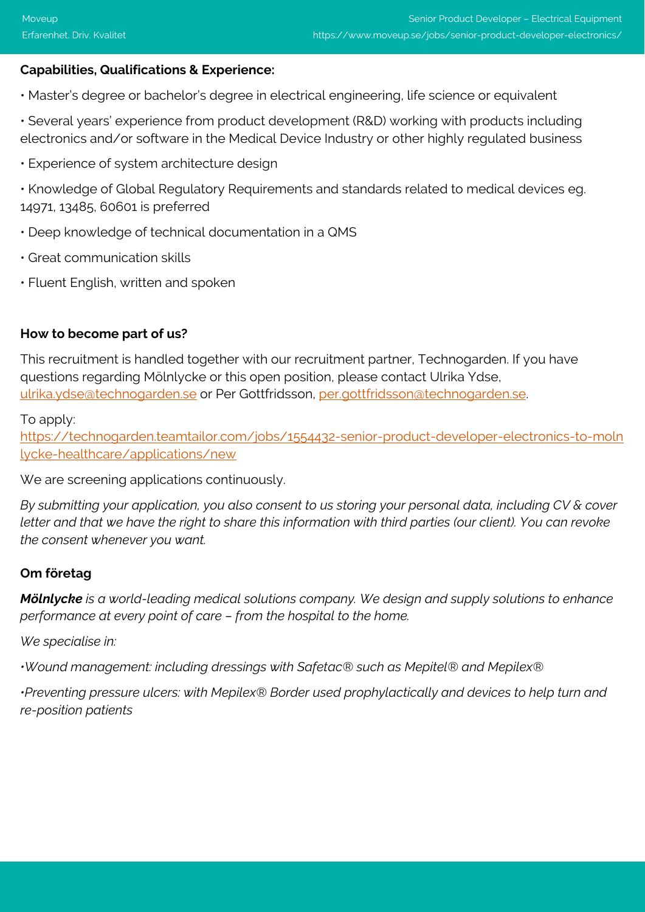**Capabilities, Qualifications & Experience:**

• Master's degree or bachelor's degree in electrical engineering, life science or equivalent

• Several years' experience from product development (R&D) working with products including electronics and/or software in the Medical Device Industry or other highly regulated business

• Experience of system architecture design

• Knowledge of Global Regulatory Requirements and standards related to medical devices eg. 14971, 13485, 60601 is preferred

• Deep knowledge of technical documentation in a QMS

• Great communication skills

• Fluent English, written and spoken

**How to become part of us?**

This recruitment is handled together with our recruitment partner, Technogarden. If you have questions regarding Mölnlycke or this open position, please contact Ulrika Ydse, ulrika.ydse@technogarden.se or Per Gottfridsson, per.gottfridsson@technogarden.se.

To apply:
https://technogarden.teamtailor.com/jobs/1554432-senior-product-developer-electronics-to-molnlycke-healthcare/applications/new

We are screening applications continuously.

*By submitting your application, you also consent to us storing your personal data, including CV & cover letter and that we have the right to share this information with third parties (our client). You can revoke the consent whenever you want.*

**Om företag**

***Mölnlycke*** *is a world-leading medical solutions company. We design and supply solutions to enhance performance at every point of care – from the hospital to the home.*

*We specialise in:*

*•Wound management: including dressings with Safetac® such as Mepitel® and Mepilex®*

*•Preventing pressure ulcers: with Mepilex® Border used prophylactically and devices to help turn and re-position patients*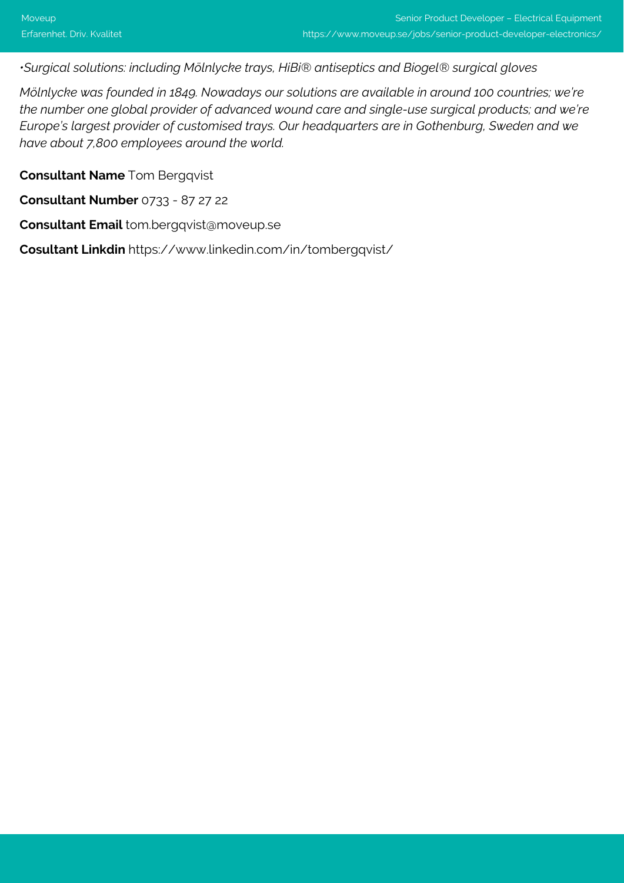*•Surgical solutions: including Mölnlycke trays, HiBi® antiseptics and Biogel® surgical gloves*

*Mölnlycke was founded in 1849. Nowadays our solutions are available in around 100 countries; we're the number one global provider of advanced wound care and single-use surgical products; and we're Europe's largest provider of customised trays. Our headquarters are in Gothenburg, Sweden and we have about 7,800 employees around the world.*

**Consultant Name** Tom Bergqvist

**Consultant Number** 0733 - 87 27 22

**Consultant Email** tom.bergqvist@moveup.se

**Cosultant Linkdin** https://www.linkedin.com/in/tombergqvist/